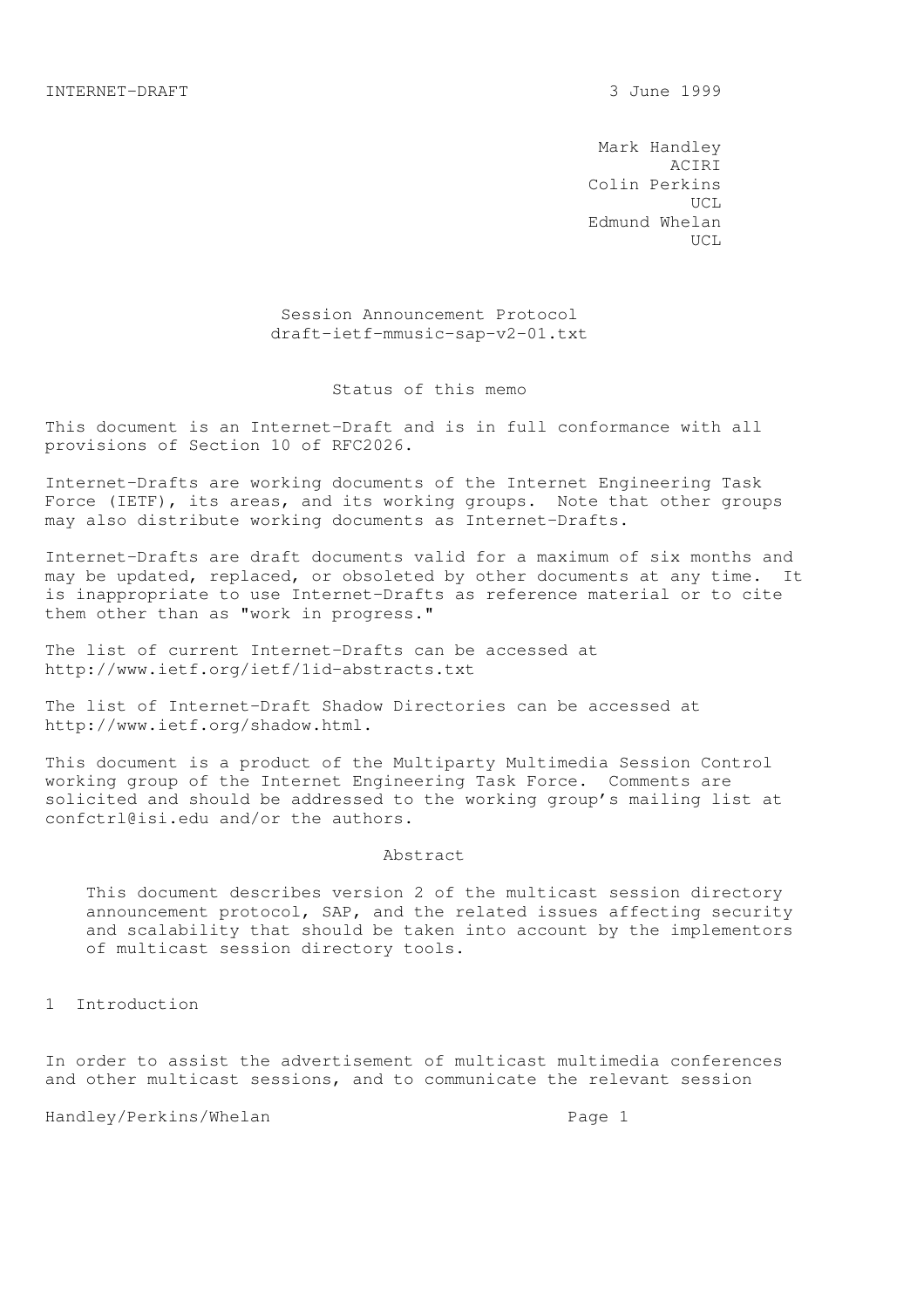INTERNET-DRAFT 3 June 1999

Mark Handley
ACIRI
Colin Perkins
UCL
Edmund Whelan
UCL

# Session Announcement Protocol

draft-ietf-mmusic-sap-v2-01.txt

## Status of this memo

This document is an Internet-Draft and is in full conformance with all provisions of Section 10 of RFC2026.

Internet-Drafts are working documents of the Internet Engineering Task Force (IETF), its areas, and its working groups. Note that other groups may also distribute working documents as Internet-Drafts.

Internet-Drafts are draft documents valid for a maximum of six months and may be updated, replaced, or obsoleted by other documents at any time. It is inappropriate to use Internet-Drafts as reference material or to cite them other than as "work in progress."

The list of current Internet-Drafts can be accessed at http://www.ietf.org/ietf/1id-abstracts.txt

The list of Internet-Draft Shadow Directories can be accessed at http://www.ietf.org/shadow.html.

This document is a product of the Multiparty Multimedia Session Control working group of the Internet Engineering Task Force. Comments are solicited and should be addressed to the working group's mailing list at confctrl@isi.edu and/or the authors.

## Abstract

This document describes version 2 of the multicast session directory announcement protocol, SAP, and the related issues affecting security and scalability that should be taken into account by the implementors of multicast session directory tools.

## 1 Introduction

In order to assist the advertisement of multicast multimedia conferences and other multicast sessions, and to communicate the relevant session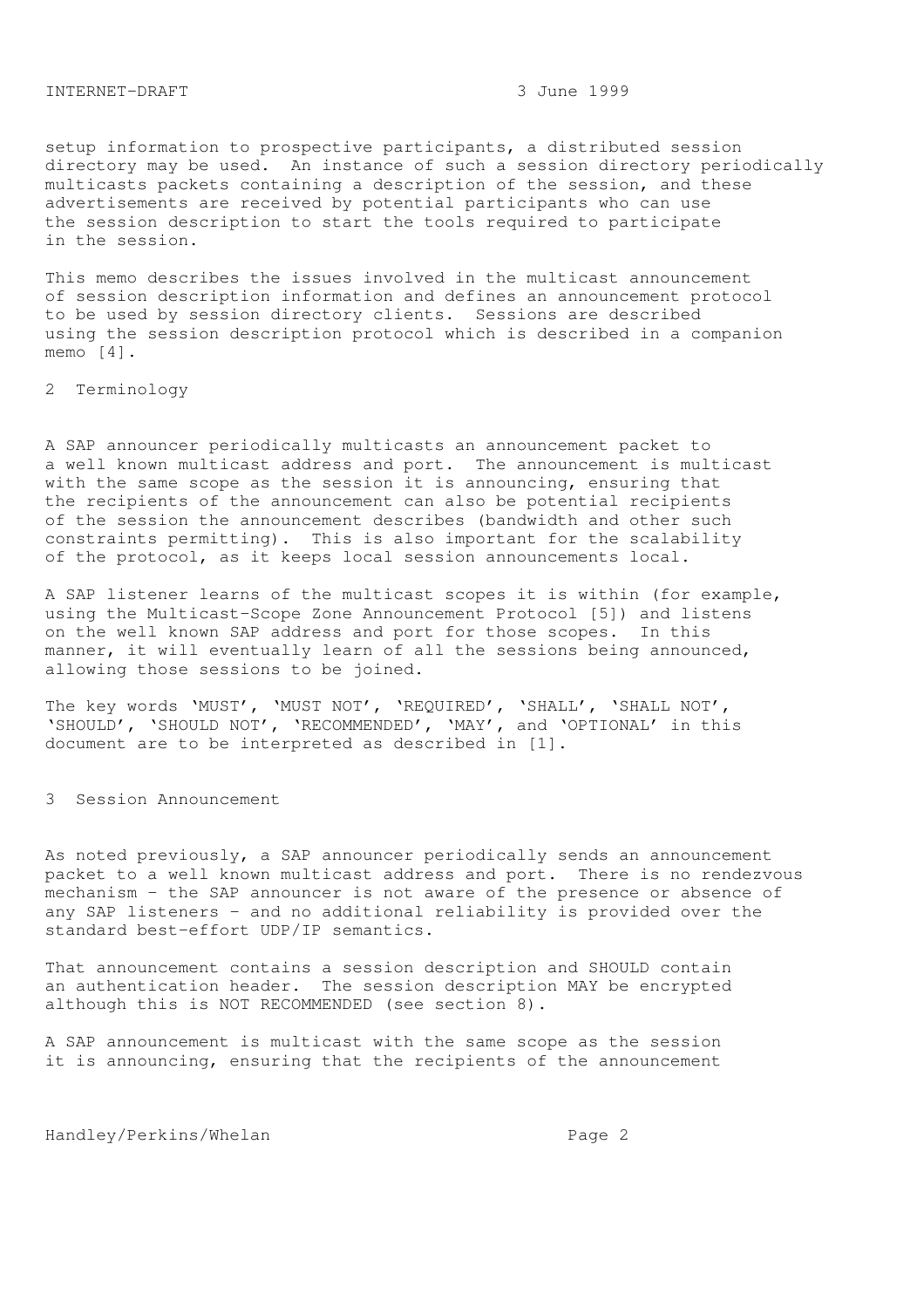setup information to prospective participants, a distributed session directory may be used. An instance of such a session directory periodically multicasts packets containing a description of the session, and these advertisements are received by potential participants who can use the session description to start the tools required to participate in the session.

This memo describes the issues involved in the multicast announcement of session description information and defines an announcement protocol to be used by session directory clients. Sessions are described using the session description protocol which is described in a companion memo [4].

## 2 Terminology

A SAP announcer periodically multicasts an announcement packet to a well known multicast address and port. The announcement is multicast with the same scope as the session it is announcing, ensuring that the recipients of the announcement can also be potential recipients of the session the announcement describes (bandwidth and other such constraints permitting). This is also important for the scalability of the protocol, as it keeps local session announcements local.

A SAP listener learns of the multicast scopes it is within (for example, using the Multicast-Scope Zone Announcement Protocol [5]) and listens on the well known SAP address and port for those scopes. In this manner, it will eventually learn of all the sessions being announced, allowing those sessions to be joined.

The key words 'MUST', 'MUST NOT', 'REQUIRED', 'SHALL', 'SHALL NOT', 'SHOULD', 'SHOULD NOT', 'RECOMMENDED', 'MAY', and 'OPTIONAL' in this document are to be interpreted as described in [1].

## 3 Session Announcement

As noted previously, a SAP announcer periodically sends an announcement packet to a well known multicast address and port. There is no rendezvous mechanism - the SAP announcer is not aware of the presence or absence of any SAP listeners - and no additional reliability is provided over the standard best-effort UDP/IP semantics.

That announcement contains a session description and SHOULD contain an authentication header. The session description MAY be encrypted although this is NOT RECOMMENDED (see section 8).

A SAP announcement is multicast with the same scope as the session it is announcing, ensuring that the recipients of the announcement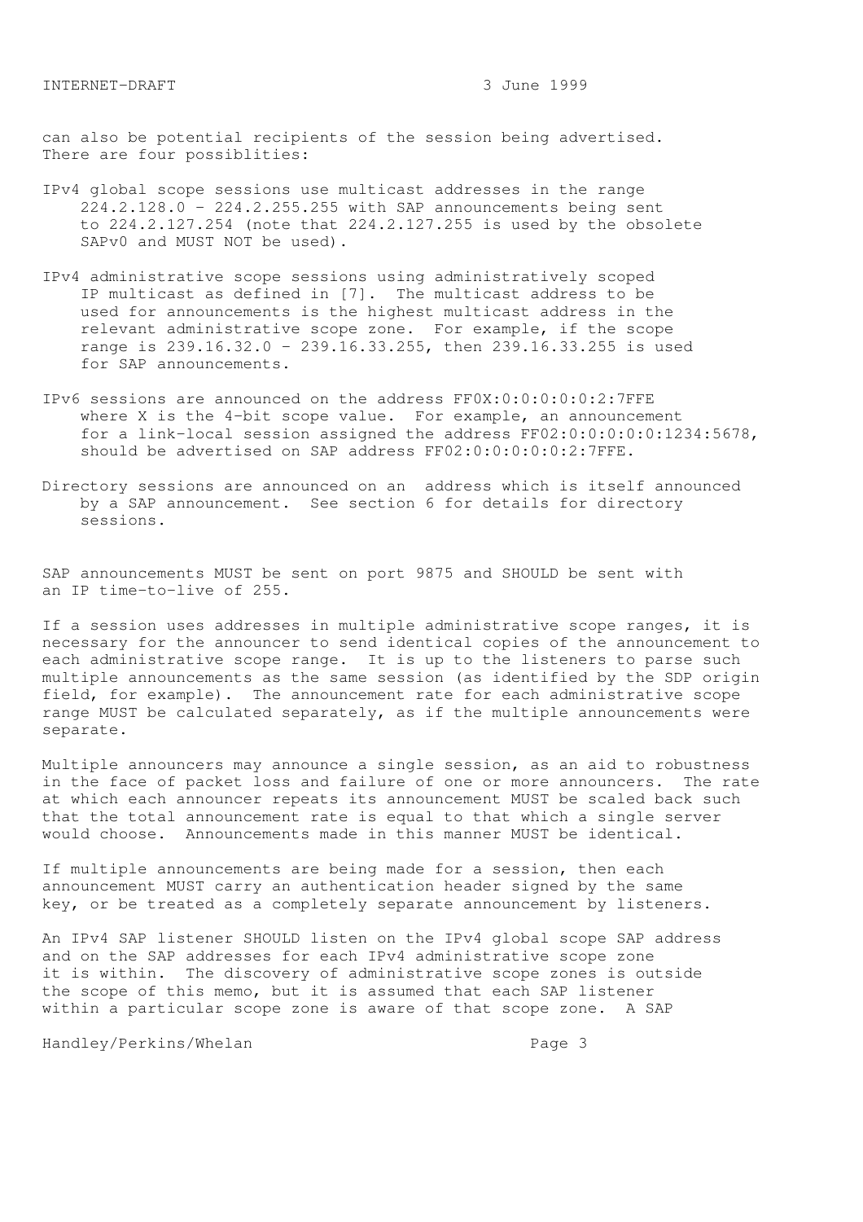can also be potential recipients of the session being advertised. There are four possiblities:

- IPv4 global scope sessions use multicast addresses in the range 224.2.128.0 - 224.2.255.255 with SAP announcements being sent to 224.2.127.254 (note that 224.2.127.255 is used by the obsolete SAPv0 and MUST NOT be used).

- IPv4 administrative scope sessions using administratively scoped IP multicast as defined in [7]. The multicast address to be used for announcements is the highest multicast address in the relevant administrative scope zone. For example, if the scope range is 239.16.32.0 - 239.16.33.255, then 239.16.33.255 is used for SAP announcements.

- IPv6 sessions are announced on the address FF0X:0:0:0:0:0:2:7FFE where X is the 4-bit scope value. For example, an announcement for a link-local session assigned the address FF02:0:0:0:0:0:1234:5678, should be advertised on SAP address FF02:0:0:0:0:0:2:7FFE.

- Directory sessions are announced on an address which is itself announced by a SAP announcement. See section 6 for details for directory sessions.

SAP announcements MUST be sent on port 9875 and SHOULD be sent with an IP time-to-live of 255.

If a session uses addresses in multiple administrative scope ranges, it is necessary for the announcer to send identical copies of the announcement to each administrative scope range. It is up to the listeners to parse such multiple announcements as the same session (as identified by the SDP origin field, for example). The announcement rate for each administrative scope range MUST be calculated separately, as if the multiple announcements were separate.

Multiple announcers may announce a single session, as an aid to robustness in the face of packet loss and failure of one or more announcers. The rate at which each announcer repeats its announcement MUST be scaled back such that the total announcement rate is equal to that which a single server would choose. Announcements made in this manner MUST be identical.

If multiple announcements are being made for a session, then each announcement MUST carry an authentication header signed by the same key, or be treated as a completely separate announcement by listeners.

An IPv4 SAP listener SHOULD listen on the IPv4 global scope SAP address and on the SAP addresses for each IPv4 administrative scope zone it is within. The discovery of administrative scope zones is outside the scope of this memo, but it is assumed that each SAP listener within a particular scope zone is aware of that scope zone. A SAP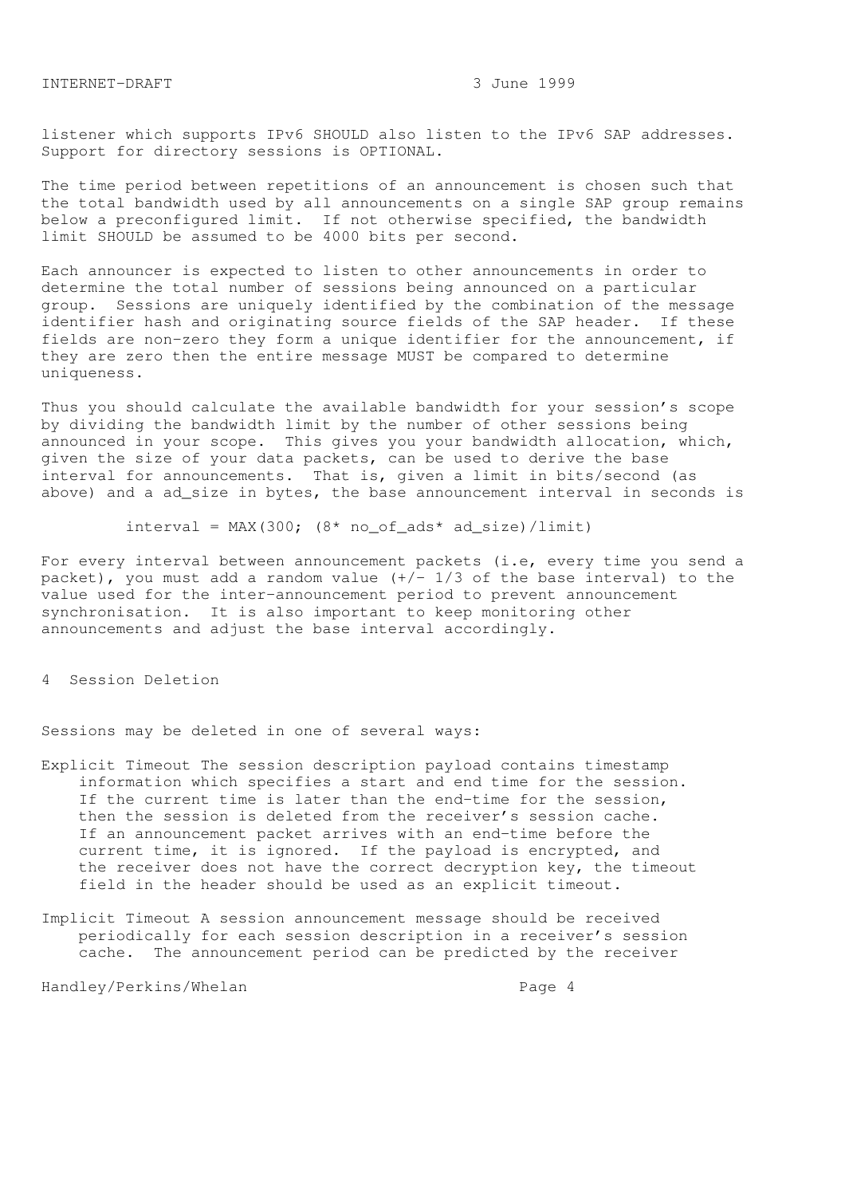listener which supports IPv6 SHOULD also listen to the IPv6 SAP addresses. Support for directory sessions is OPTIONAL.

The time period between repetitions of an announcement is chosen such that the total bandwidth used by all announcements on a single SAP group remains below a preconfigured limit. If not otherwise specified, the bandwidth limit SHOULD be assumed to be 4000 bits per second.

Each announcer is expected to listen to other announcements in order to determine the total number of sessions being announced on a particular group. Sessions are uniquely identified by the combination of the message identifier hash and originating source fields of the SAP header. If these fields are non-zero they form a unique identifier for the announcement, if they are zero then the entire message MUST be compared to determine uniqueness.

Thus you should calculate the available bandwidth for your session's scope by dividing the bandwidth limit by the number of other sessions being announced in your scope. This gives you your bandwidth allocation, which, given the size of your data packets, can be used to derive the base interval for announcements. That is, given a limit in bits/second (as above) and a ad_size in bytes, the base announcement interval in seconds is

```
interval = MAX(300; (8* no_of_ads* ad_size)/limit)
```

For every interval between announcement packets (i.e, every time you send a packet), you must add a random value (+/- 1/3 of the base interval) to the value used for the inter-announcement period to prevent announcement synchronisation. It is also important to keep monitoring other announcements and adjust the base interval accordingly.

## 4 Session Deletion

Sessions may be deleted in one of several ways:

Explicit Timeout The session description payload contains timestamp information which specifies a start and end time for the session. If the current time is later than the end-time for the session, then the session is deleted from the receiver's session cache. If an announcement packet arrives with an end-time before the current time, it is ignored. If the payload is encrypted, and the receiver does not have the correct decryption key, the timeout field in the header should be used as an explicit timeout.

Implicit Timeout A session announcement message should be received periodically for each session description in a receiver's session cache. The announcement period can be predicted by the receiver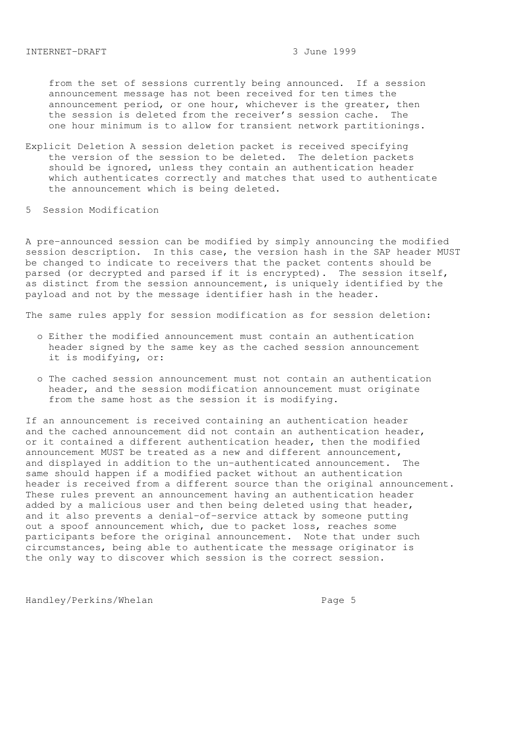from the set of sessions currently being announced. If a session announcement message has not been received for ten times the announcement period, or one hour, whichever is the greater, then the session is deleted from the receiver's session cache. The one hour minimum is to allow for transient network partitionings.

Explicit Deletion A session deletion packet is received specifying the version of the session to be deleted. The deletion packets should be ignored, unless they contain an authentication header which authenticates correctly and matches that used to authenticate the announcement which is being deleted.

## 5 Session Modification

A pre-announced session can be modified by simply announcing the modified session description. In this case, the version hash in the SAP header MUST be changed to indicate to receivers that the packet contents should be parsed (or decrypted and parsed if it is encrypted). The session itself, as distinct from the session announcement, is uniquely identified by the payload and not by the message identifier hash in the header.

The same rules apply for session modification as for session deletion:

- Either the modified announcement must contain an authentication header signed by the same key as the cached session announcement it is modifying, or:
- The cached session announcement must not contain an authentication header, and the session modification announcement must originate from the same host as the session it is modifying.

If an announcement is received containing an authentication header and the cached announcement did not contain an authentication header, or it contained a different authentication header, then the modified announcement MUST be treated as a new and different announcement, and displayed in addition to the un-authenticated announcement. The same should happen if a modified packet without an authentication header is received from a different source than the original announcement. These rules prevent an announcement having an authentication header added by a malicious user and then being deleted using that header, and it also prevents a denial-of-service attack by someone putting out a spoof announcement which, due to packet loss, reaches some participants before the original announcement. Note that under such circumstances, being able to authenticate the message originator is the only way to discover which session is the correct session.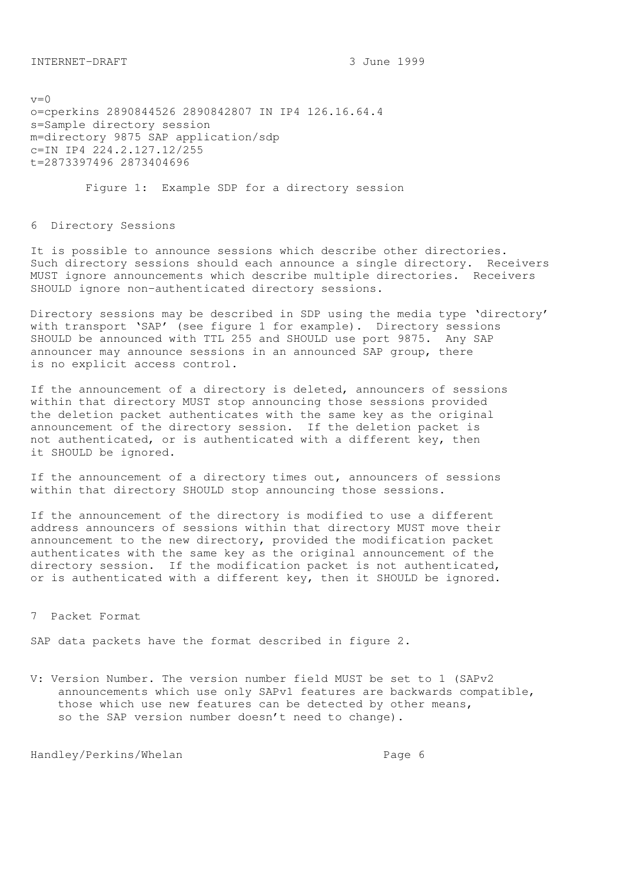```
v=0
o=cperkins 2890844526 2890842807 IN IP4 126.16.64.4
s=Sample directory session
m=directory 9875 SAP application/sdp
c=IN IP4 224.2.127.12/255
t=2873397496 2873404696
```

Figure 1: Example SDP for a directory session

## 6 Directory Sessions

It is possible to announce sessions which describe other directories. Such directory sessions should each announce a single directory. Receivers MUST ignore announcements which describe multiple directories. Receivers SHOULD ignore non-authenticated directory sessions.

Directory sessions may be described in SDP using the media type 'directory' with transport 'SAP' (see figure 1 for example). Directory sessions SHOULD be announced with TTL 255 and SHOULD use port 9875. Any SAP announcer may announce sessions in an announced SAP group, there is no explicit access control.

If the announcement of a directory is deleted, announcers of sessions within that directory MUST stop announcing those sessions provided the deletion packet authenticates with the same key as the original announcement of the directory session. If the deletion packet is not authenticated, or is authenticated with a different key, then it SHOULD be ignored.

If the announcement of a directory times out, announcers of sessions within that directory SHOULD stop announcing those sessions.

If the announcement of the directory is modified to use a different address announcers of sessions within that directory MUST move their announcement to the new directory, provided the modification packet authenticates with the same key as the original announcement of the directory session. If the modification packet is not authenticated, or is authenticated with a different key, then it SHOULD be ignored.

## 7 Packet Format

SAP data packets have the format described in figure 2.

V: Version Number. The version number field MUST be set to 1 (SAPv2 announcements which use only SAPv1 features are backwards compatible, those which use new features can be detected by other means, so the SAP version number doesn't need to change).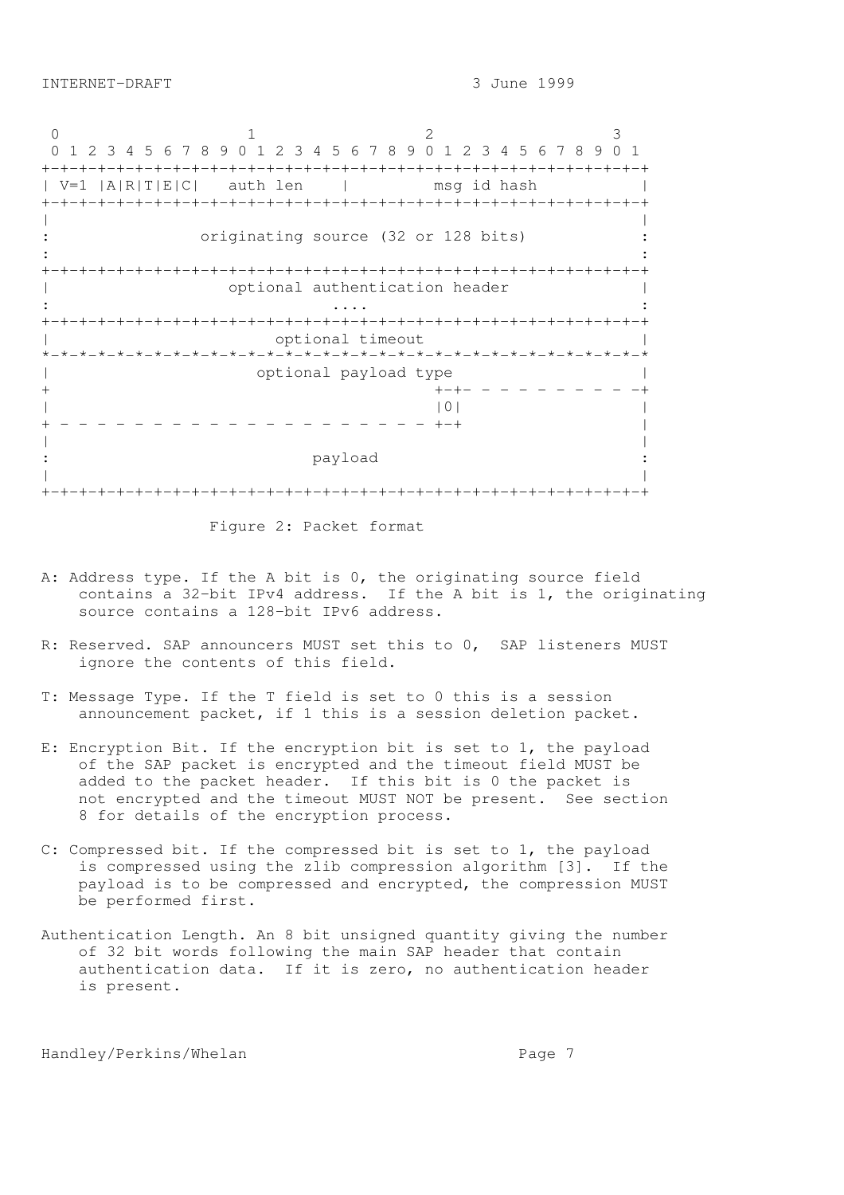```
 0                   1                   2                   3
 0 1 2 3 4 5 6 7 8 9 0 1 2 3 4 5 6 7 8 9 0 1 2 3 4 5 6 7 8 9 0 1
+-+-+-+-+-+-+-+-+-+-+-+-+-+-+-+-+-+-+-+-+-+-+-+-+-+-+-+-+-+-+-+-+
| V=1 |A|R|T|E|C|   auth len    |         msg id hash           |
+-+-+-+-+-+-+-+-+-+-+-+-+-+-+-+-+-+-+-+-+-+-+-+-+-+-+-+-+-+-+-+-+
|                                                               |
:              originating source (32 or 128 bits)              :
:                                                               :
+-+-+-+-+-+-+-+-+-+-+-+-+-+-+-+-+-+-+-+-+-+-+-+-+-+-+-+-+-+-+-+-+
|                 optional authentication header                |
:                             ....                              :
+-+-+-+-+-+-+-+-+-+-+-+-+-+-+-+-+-+-+-+-+-+-+-+-+-+-+-+-+-+-+-+-+
|                      optional timeout                         |
*-*-*-*-*-*-*-*-*-*-*-*-*-*-*-*-*-*-*-*-*-*-*-*-*-*-*-*-*-*-*-*-*
|                     optional payload type                     |
+                                         +-+- - - - - - - - - -+
|                                         |0|                   |
+ - - - - - - - - - - - - - - - - - - - - +-+                   |
|                                                               |
:                            payload                            :
|                                                               |
+-+-+-+-+-+-+-+-+-+-+-+-+-+-+-+-+-+-+-+-+-+-+-+-+-+-+-+-+-+-+-+-+
```

Figure 2: Packet format

A: Address type. If the A bit is 0, the originating source field contains a 32-bit IPv4 address. If the A bit is 1, the originating source contains a 128-bit IPv6 address.

R: Reserved. SAP announcers MUST set this to 0, SAP listeners MUST ignore the contents of this field.

T: Message Type. If the T field is set to 0 this is a session announcement packet, if 1 this is a session deletion packet.

E: Encryption Bit. If the encryption bit is set to 1, the payload of the SAP packet is encrypted and the timeout field MUST be added to the packet header. If this bit is 0 the packet is not encrypted and the timeout MUST NOT be present. See section 8 for details of the encryption process.

C: Compressed bit. If the compressed bit is set to 1, the payload is compressed using the zlib compression algorithm [3]. If the payload is to be compressed and encrypted, the compression MUST be performed first.

Authentication Length. An 8 bit unsigned quantity giving the number of 32 bit words following the main SAP header that contain authentication data. If it is zero, no authentication header is present.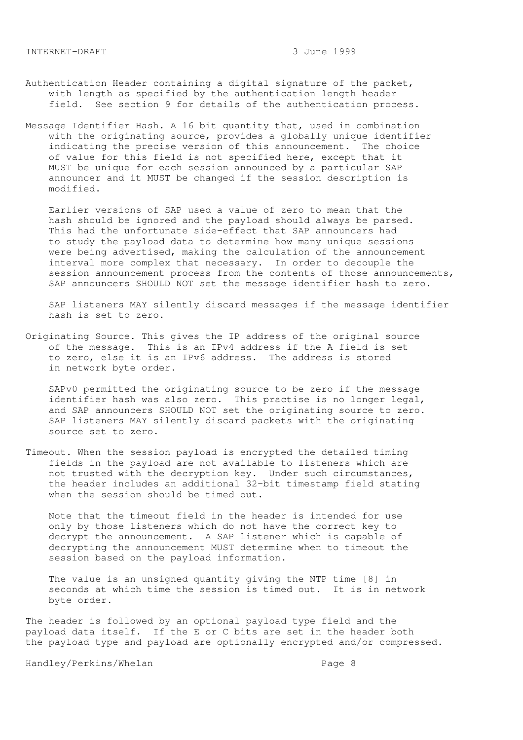Authentication Header containing a digital signature of the packet, with length as specified by the authentication length header field. See section 9 for details of the authentication process.

Message Identifier Hash. A 16 bit quantity that, used in combination with the originating source, provides a globally unique identifier indicating the precise version of this announcement. The choice of value for this field is not specified here, except that it MUST be unique for each session announced by a particular SAP announcer and it MUST be changed if the session description is modified.

Earlier versions of SAP used a value of zero to mean that the hash should be ignored and the payload should always be parsed. This had the unfortunate side-effect that SAP announcers had to study the payload data to determine how many unique sessions were being advertised, making the calculation of the announcement interval more complex that necessary. In order to decouple the session announcement process from the contents of those announcements, SAP announcers SHOULD NOT set the message identifier hash to zero.

SAP listeners MAY silently discard messages if the message identifier hash is set to zero.

Originating Source. This gives the IP address of the original source of the message. This is an IPv4 address if the A field is set to zero, else it is an IPv6 address. The address is stored in network byte order.

SAPv0 permitted the originating source to be zero if the message identifier hash was also zero. This practise is no longer legal, and SAP announcers SHOULD NOT set the originating source to zero. SAP listeners MAY silently discard packets with the originating source set to zero.

Timeout. When the session payload is encrypted the detailed timing fields in the payload are not available to listeners which are not trusted with the decryption key. Under such circumstances, the header includes an additional 32-bit timestamp field stating when the session should be timed out.

Note that the timeout field in the header is intended for use only by those listeners which do not have the correct key to decrypt the announcement. A SAP listener which is capable of decrypting the announcement MUST determine when to timeout the session based on the payload information.

The value is an unsigned quantity giving the NTP time [8] in seconds at which time the session is timed out. It is in network byte order.

The header is followed by an optional payload type field and the payload data itself. If the E or C bits are set in the header both the payload type and payload are optionally encrypted and/or compressed.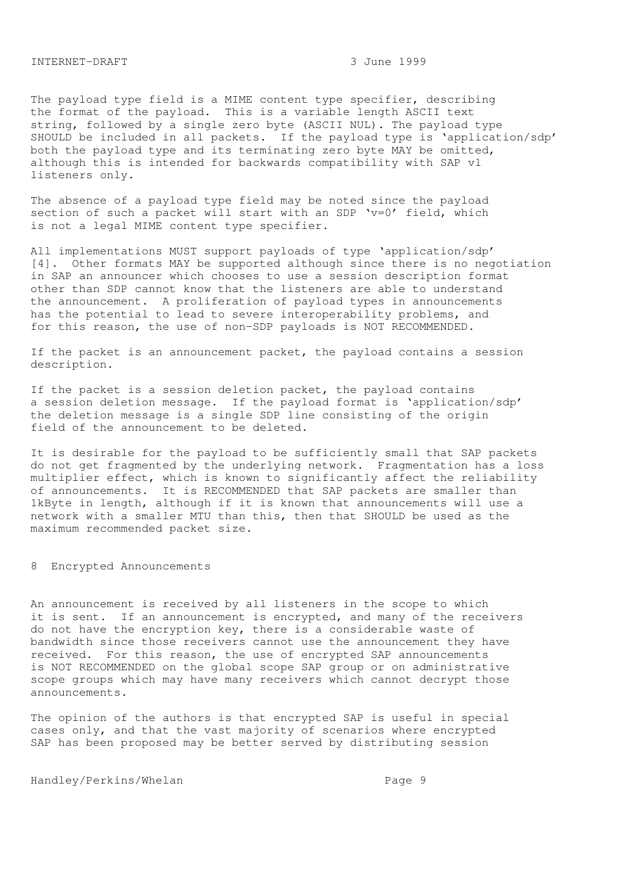The payload type field is a MIME content type specifier, describing the format of the payload. This is a variable length ASCII text string, followed by a single zero byte (ASCII NUL). The payload type SHOULD be included in all packets. If the payload type is 'application/sdp' both the payload type and its terminating zero byte MAY be omitted, although this is intended for backwards compatibility with SAP v1 listeners only.

The absence of a payload type field may be noted since the payload section of such a packet will start with an SDP 'v=0' field, which is not a legal MIME content type specifier.

All implementations MUST support payloads of type 'application/sdp' [4]. Other formats MAY be supported although since there is no negotiation in SAP an announcer which chooses to use a session description format other than SDP cannot know that the listeners are able to understand the announcement. A proliferation of payload types in announcements has the potential to lead to severe interoperability problems, and for this reason, the use of non-SDP payloads is NOT RECOMMENDED.

If the packet is an announcement packet, the payload contains a session description.

If the packet is a session deletion packet, the payload contains a session deletion message. If the payload format is 'application/sdp' the deletion message is a single SDP line consisting of the origin field of the announcement to be deleted.

It is desirable for the payload to be sufficiently small that SAP packets do not get fragmented by the underlying network. Fragmentation has a loss multiplier effect, which is known to significantly affect the reliability of announcements. It is RECOMMENDED that SAP packets are smaller than 1kByte in length, although if it is known that announcements will use a network with a smaller MTU than this, then that SHOULD be used as the maximum recommended packet size.

## 8 Encrypted Announcements

An announcement is received by all listeners in the scope to which it is sent. If an announcement is encrypted, and many of the receivers do not have the encryption key, there is a considerable waste of bandwidth since those receivers cannot use the announcement they have received. For this reason, the use of encrypted SAP announcements is NOT RECOMMENDED on the global scope SAP group or on administrative scope groups which may have many receivers which cannot decrypt those announcements.

The opinion of the authors is that encrypted SAP is useful in special cases only, and that the vast majority of scenarios where encrypted SAP has been proposed may be better served by distributing session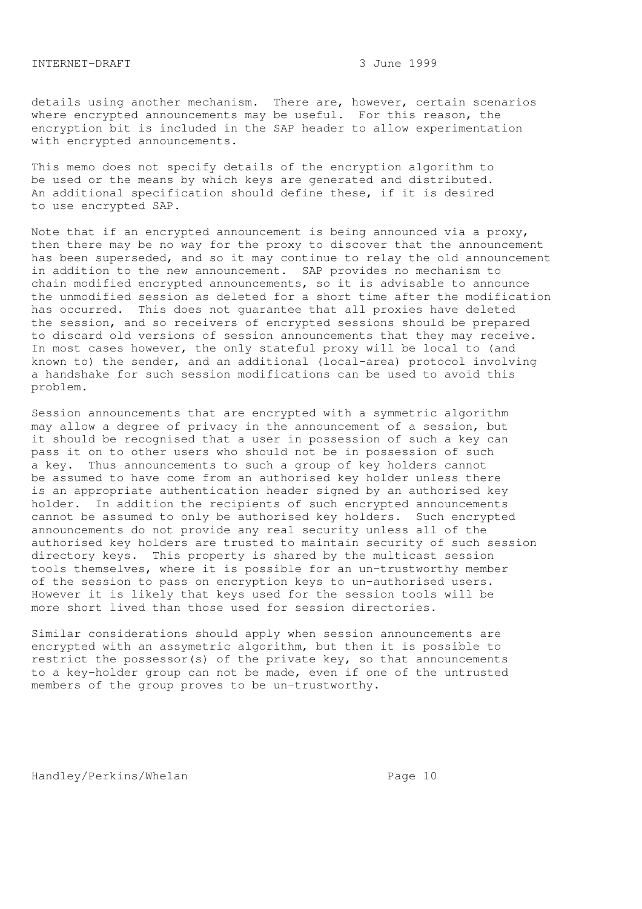details using another mechanism. There are, however, certain scenarios where encrypted announcements may be useful. For this reason, the encryption bit is included in the SAP header to allow experimentation with encrypted announcements.

This memo does not specify details of the encryption algorithm to be used or the means by which keys are generated and distributed. An additional specification should define these, if it is desired to use encrypted SAP.

Note that if an encrypted announcement is being announced via a proxy, then there may be no way for the proxy to discover that the announcement has been superseded, and so it may continue to relay the old announcement in addition to the new announcement. SAP provides no mechanism to chain modified encrypted announcements, so it is advisable to announce the unmodified session as deleted for a short time after the modification has occurred. This does not guarantee that all proxies have deleted the session, and so receivers of encrypted sessions should be prepared to discard old versions of session announcements that they may receive. In most cases however, the only stateful proxy will be local to (and known to) the sender, and an additional (local-area) protocol involving a handshake for such session modifications can be used to avoid this problem.

Session announcements that are encrypted with a symmetric algorithm may allow a degree of privacy in the announcement of a session, but it should be recognised that a user in possession of such a key can pass it on to other users who should not be in possession of such a key. Thus announcements to such a group of key holders cannot be assumed to have come from an authorised key holder unless there is an appropriate authentication header signed by an authorised key holder. In addition the recipients of such encrypted announcements cannot be assumed to only be authorised key holders. Such encrypted announcements do not provide any real security unless all of the authorised key holders are trusted to maintain security of such session directory keys. This property is shared by the multicast session tools themselves, where it is possible for an un-trustworthy member of the session to pass on encryption keys to un-authorised users. However it is likely that keys used for the session tools will be more short lived than those used for session directories.

Similar considerations should apply when session announcements are encrypted with an assymetric algorithm, but then it is possible to restrict the possessor(s) of the private key, so that announcements to a key-holder group can not be made, even if one of the untrusted members of the group proves to be un-trustworthy.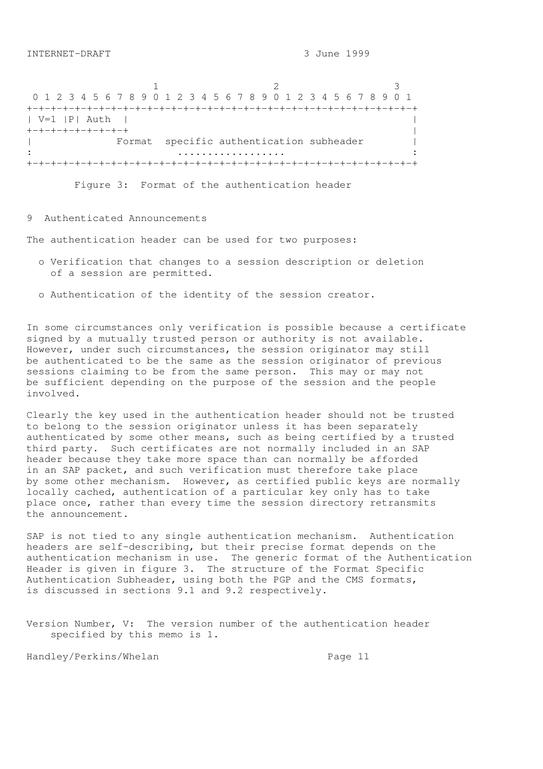```
                     1                   2                   3
 0 1 2 3 4 5 6 7 8 9 0 1 2 3 4 5 6 7 8 9 0 1 2 3 4 5 6 7 8 9 0 1
+-+-+-+-+-+-+-+-+-+-+-+-+-+-+-+-+-+-+-+-+-+-+-+-+-+-+-+-+-+-+-+-+
| V=1 |P| Auth  |                                               |
+-+-+-+-+-+-+-+-+                                               |
|              Format  specific authentication subheader        |
:                        ..................                     :
+-+-+-+-+-+-+-+-+-+-+-+-+-+-+-+-+-+-+-+-+-+-+-+-+-+-+-+-+-+-+-+-+
```

Figure 3: Format of the authentication header

## 9 Authenticated Announcements

The authentication header can be used for two purposes:

- Verification that changes to a session description or deletion of a session are permitted.
- Authentication of the identity of the session creator.

In some circumstances only verification is possible because a certificate signed by a mutually trusted person or authority is not available. However, under such circumstances, the session originator may still be authenticated to be the same as the session originator of previous sessions claiming to be from the same person. This may or may not be sufficient depending on the purpose of the session and the people involved.

Clearly the key used in the authentication header should not be trusted to belong to the session originator unless it has been separately authenticated by some other means, such as being certified by a trusted third party. Such certificates are not normally included in an SAP header because they take more space than can normally be afforded in an SAP packet, and such verification must therefore take place by some other mechanism. However, as certified public keys are normally locally cached, authentication of a particular key only has to take place once, rather than every time the session directory retransmits the announcement.

SAP is not tied to any single authentication mechanism. Authentication headers are self-describing, but their precise format depends on the authentication mechanism in use. The generic format of the Authentication Header is given in figure 3. The structure of the Format Specific Authentication Subheader, using both the PGP and the CMS formats, is discussed in sections 9.1 and 9.2 respectively.

Version Number, V: The version number of the authentication header specified by this memo is 1.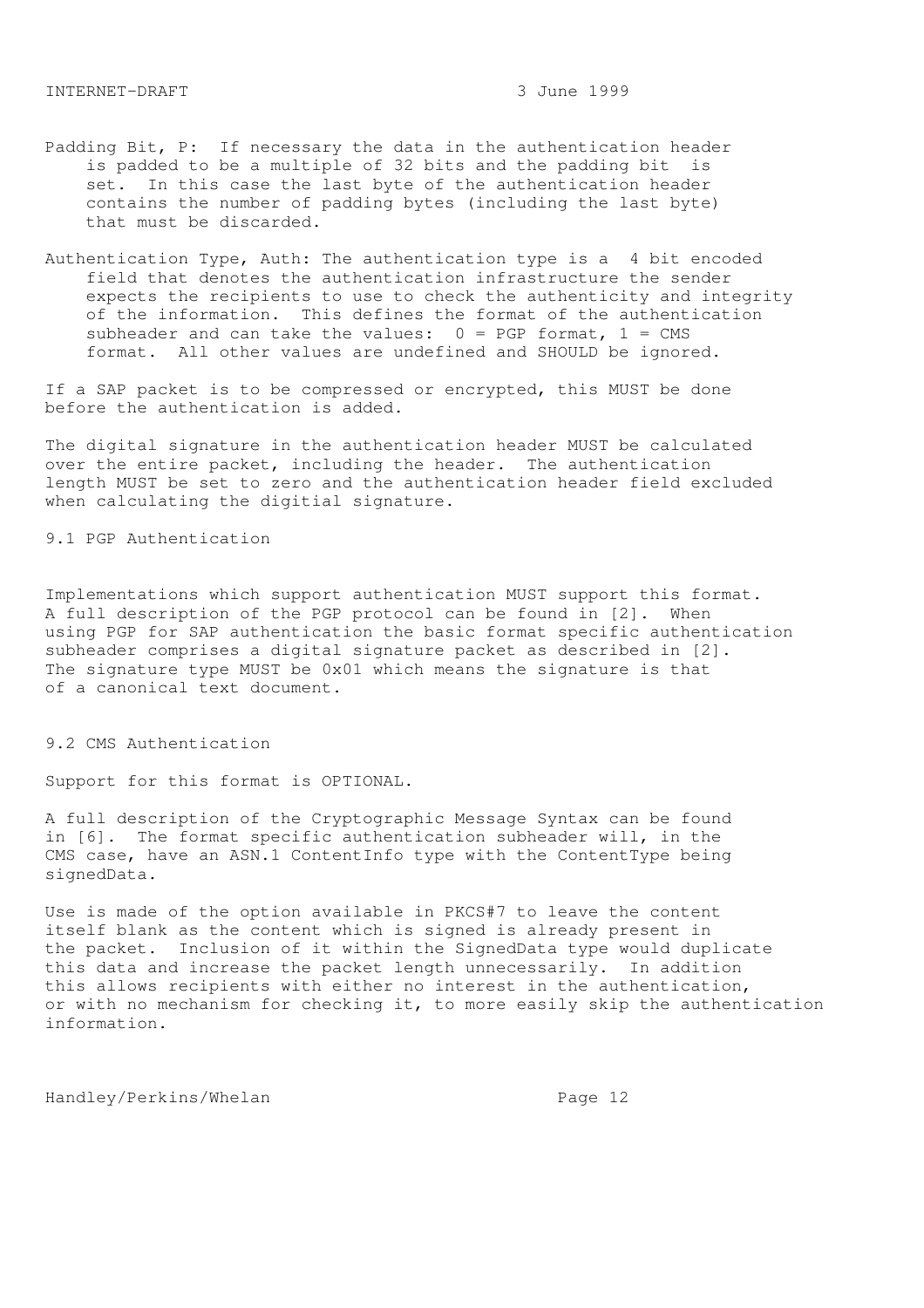Padding Bit, P: If necessary the data in the authentication header is padded to be a multiple of 32 bits and the padding bit is set. In this case the last byte of the authentication header contains the number of padding bytes (including the last byte) that must be discarded.

Authentication Type, Auth: The authentication type is a 4 bit encoded field that denotes the authentication infrastructure the sender expects the recipients to use to check the authenticity and integrity of the information. This defines the format of the authentication subheader and can take the values: 0 = PGP format, 1 = CMS format. All other values are undefined and SHOULD be ignored.

If a SAP packet is to be compressed or encrypted, this MUST be done before the authentication is added.

The digital signature in the authentication header MUST be calculated over the entire packet, including the header. The authentication length MUST be set to zero and the authentication header field excluded when calculating the digitial signature.

## 9.1 PGP Authentication

Implementations which support authentication MUST support this format. A full description of the PGP protocol can be found in [2]. When using PGP for SAP authentication the basic format specific authentication subheader comprises a digital signature packet as described in [2]. The signature type MUST be 0x01 which means the signature is that of a canonical text document.

## 9.2 CMS Authentication

Support for this format is OPTIONAL.

A full description of the Cryptographic Message Syntax can be found in [6]. The format specific authentication subheader will, in the CMS case, have an ASN.1 ContentInfo type with the ContentType being signedData.

Use is made of the option available in PKCS#7 to leave the content itself blank as the content which is signed is already present in the packet. Inclusion of it within the SignedData type would duplicate this data and increase the packet length unnecessarily. In addition this allows recipients with either no interest in the authentication, or with no mechanism for checking it, to more easily skip the authentication information.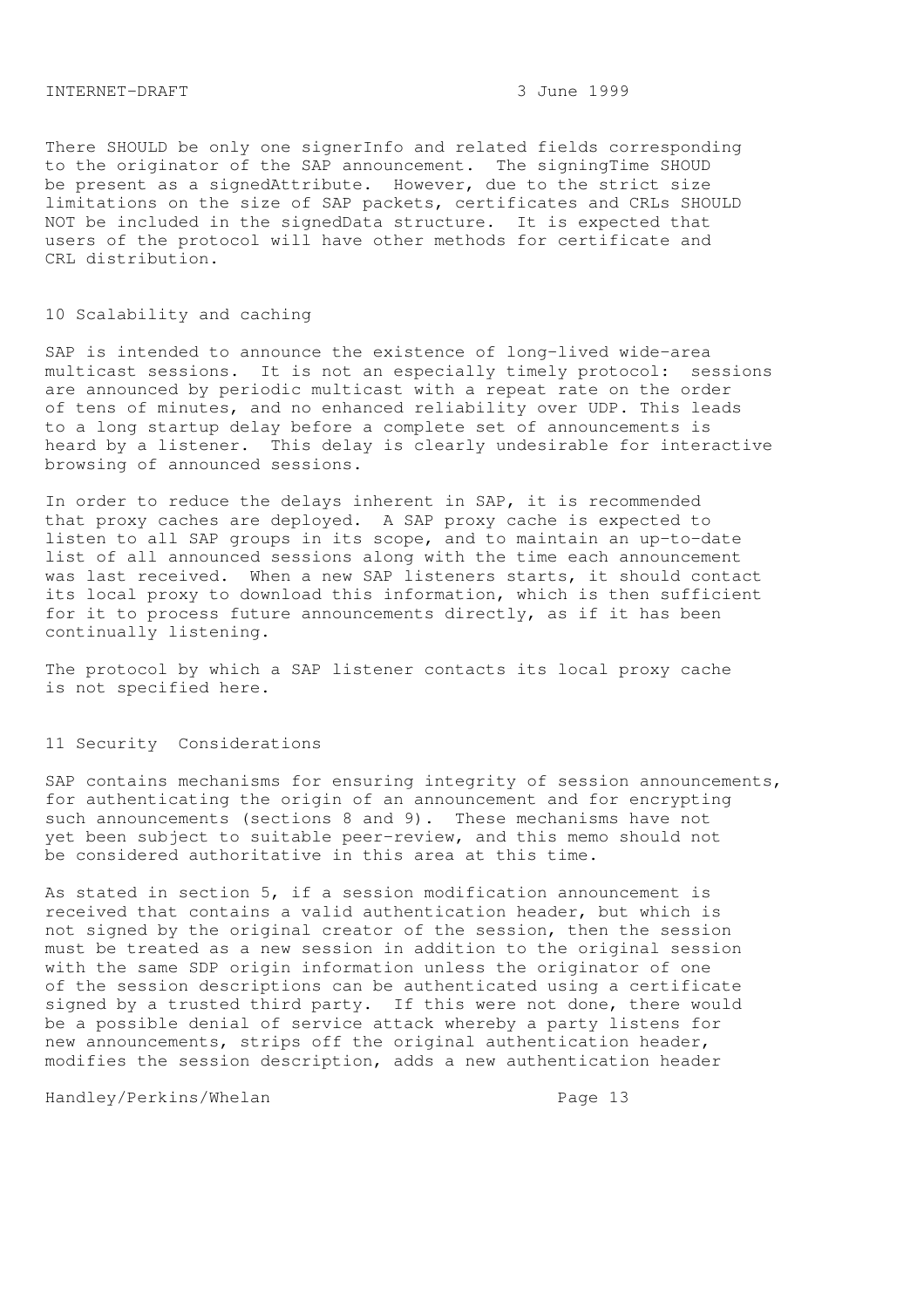There SHOULD be only one signerInfo and related fields corresponding to the originator of the SAP announcement. The signingTime SHOUD be present as a signedAttribute. However, due to the strict size limitations on the size of SAP packets, certificates and CRLs SHOULD NOT be included in the signedData structure. It is expected that users of the protocol will have other methods for certificate and CRL distribution.

## 10 Scalability and caching

SAP is intended to announce the existence of long-lived wide-area multicast sessions. It is not an especially timely protocol: sessions are announced by periodic multicast with a repeat rate on the order of tens of minutes, and no enhanced reliability over UDP. This leads to a long startup delay before a complete set of announcements is heard by a listener. This delay is clearly undesirable for interactive browsing of announced sessions.

In order to reduce the delays inherent in SAP, it is recommended that proxy caches are deployed. A SAP proxy cache is expected to listen to all SAP groups in its scope, and to maintain an up-to-date list of all announced sessions along with the time each announcement was last received. When a new SAP listeners starts, it should contact its local proxy to download this information, which is then sufficient for it to process future announcements directly, as if it has been continually listening.

The protocol by which a SAP listener contacts its local proxy cache is not specified here.

## 11 Security Considerations

SAP contains mechanisms for ensuring integrity of session announcements, for authenticating the origin of an announcement and for encrypting such announcements (sections 8 and 9). These mechanisms have not yet been subject to suitable peer-review, and this memo should not be considered authoritative in this area at this time.

As stated in section 5, if a session modification announcement is received that contains a valid authentication header, but which is not signed by the original creator of the session, then the session must be treated as a new session in addition to the original session with the same SDP origin information unless the originator of one of the session descriptions can be authenticated using a certificate signed by a trusted third party. If this were not done, there would be a possible denial of service attack whereby a party listens for new announcements, strips off the original authentication header, modifies the session description, adds a new authentication header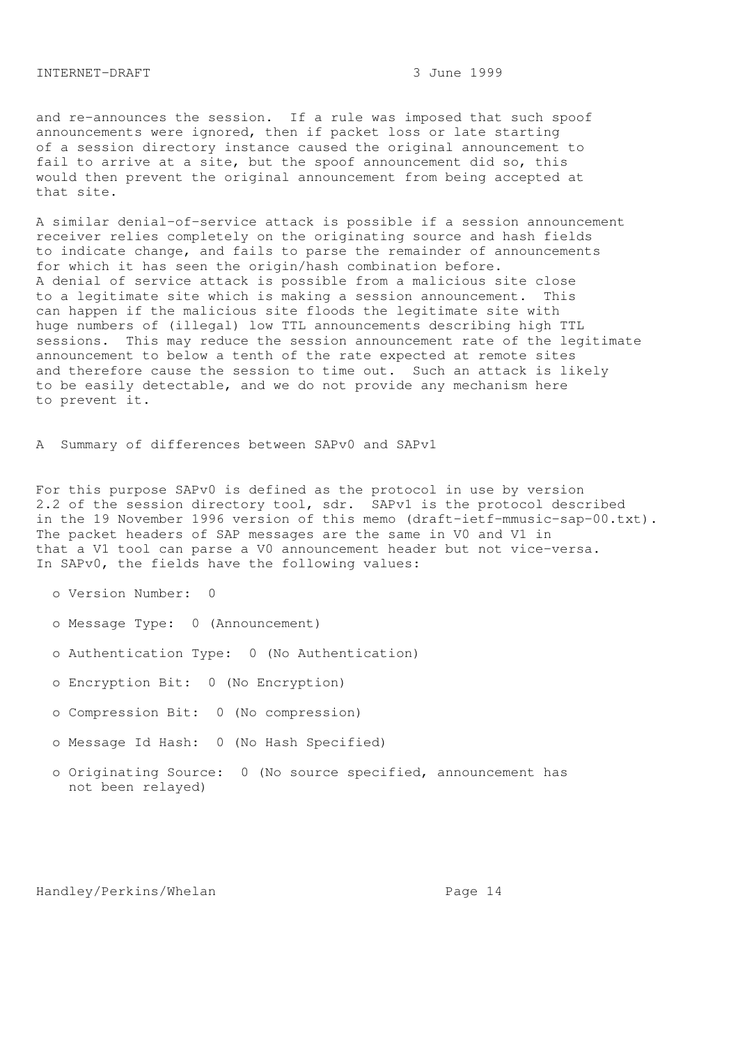and re-announces the session. If a rule was imposed that such spoof announcements were ignored, then if packet loss or late starting of a session directory instance caused the original announcement to fail to arrive at a site, but the spoof announcement did so, this would then prevent the original announcement from being accepted at that site.

A similar denial-of-service attack is possible if a session announcement receiver relies completely on the originating source and hash fields to indicate change, and fails to parse the remainder of announcements for which it has seen the origin/hash combination before. A denial of service attack is possible from a malicious site close to a legitimate site which is making a session announcement. This can happen if the malicious site floods the legitimate site with huge numbers of (illegal) low TTL announcements describing high TTL sessions. This may reduce the session announcement rate of the legitimate announcement to below a tenth of the rate expected at remote sites and therefore cause the session to time out. Such an attack is likely to be easily detectable, and we do not provide any mechanism here to prevent it.

## A Summary of differences between SAPv0 and SAPv1

For this purpose SAPv0 is defined as the protocol in use by version 2.2 of the session directory tool, sdr. SAPv1 is the protocol described in the 19 November 1996 version of this memo (draft-ietf-mmusic-sap-00.txt). The packet headers of SAP messages are the same in V0 and V1 in that a V1 tool can parse a V0 announcement header but not vice-versa. In SAPv0, the fields have the following values:

- Version Number: 0
- Message Type: 0 (Announcement)
- Authentication Type: 0 (No Authentication)
- Encryption Bit: 0 (No Encryption)
- Compression Bit: 0 (No compression)
- Message Id Hash: 0 (No Hash Specified)
- Originating Source: 0 (No source specified, announcement has not been relayed)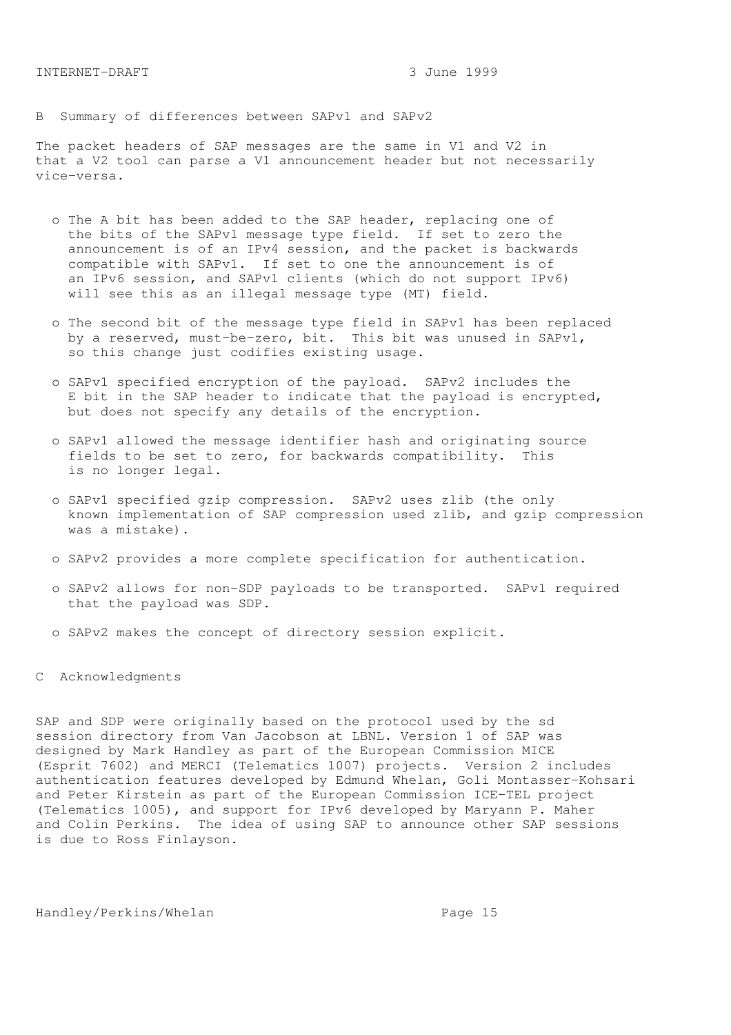## B Summary of differences between SAPv1 and SAPv2

The packet headers of SAP messages are the same in V1 and V2 in that a V2 tool can parse a V1 announcement header but not necessarily vice-versa.

- The A bit has been added to the SAP header, replacing one of the bits of the SAPv1 message type field. If set to zero the announcement is of an IPv4 session, and the packet is backwards compatible with SAPv1. If set to one the announcement is of an IPv6 session, and SAPv1 clients (which do not support IPv6) will see this as an illegal message type (MT) field.

- The second bit of the message type field in SAPv1 has been replaced by a reserved, must-be-zero, bit. This bit was unused in SAPv1, so this change just codifies existing usage.

- SAPv1 specified encryption of the payload. SAPv2 includes the E bit in the SAP header to indicate that the payload is encrypted, but does not specify any details of the encryption.

- SAPv1 allowed the message identifier hash and originating source fields to be set to zero, for backwards compatibility. This is no longer legal.

- SAPv1 specified gzip compression. SAPv2 uses zlib (the only known implementation of SAP compression used zlib, and gzip compression was a mistake).

- SAPv2 provides a more complete specification for authentication.

- SAPv2 allows for non-SDP payloads to be transported. SAPv1 required that the payload was SDP.

- SAPv2 makes the concept of directory session explicit.

## C Acknowledgments

SAP and SDP were originally based on the protocol used by the sd session directory from Van Jacobson at LBNL. Version 1 of SAP was designed by Mark Handley as part of the European Commission MICE (Esprit 7602) and MERCI (Telematics 1007) projects. Version 2 includes authentication features developed by Edmund Whelan, Goli Montasser-Kohsari and Peter Kirstein as part of the European Commission ICE-TEL project (Telematics 1005), and support for IPv6 developed by Maryann P. Maher and Colin Perkins. The idea of using SAP to announce other SAP sessions is due to Ross Finlayson.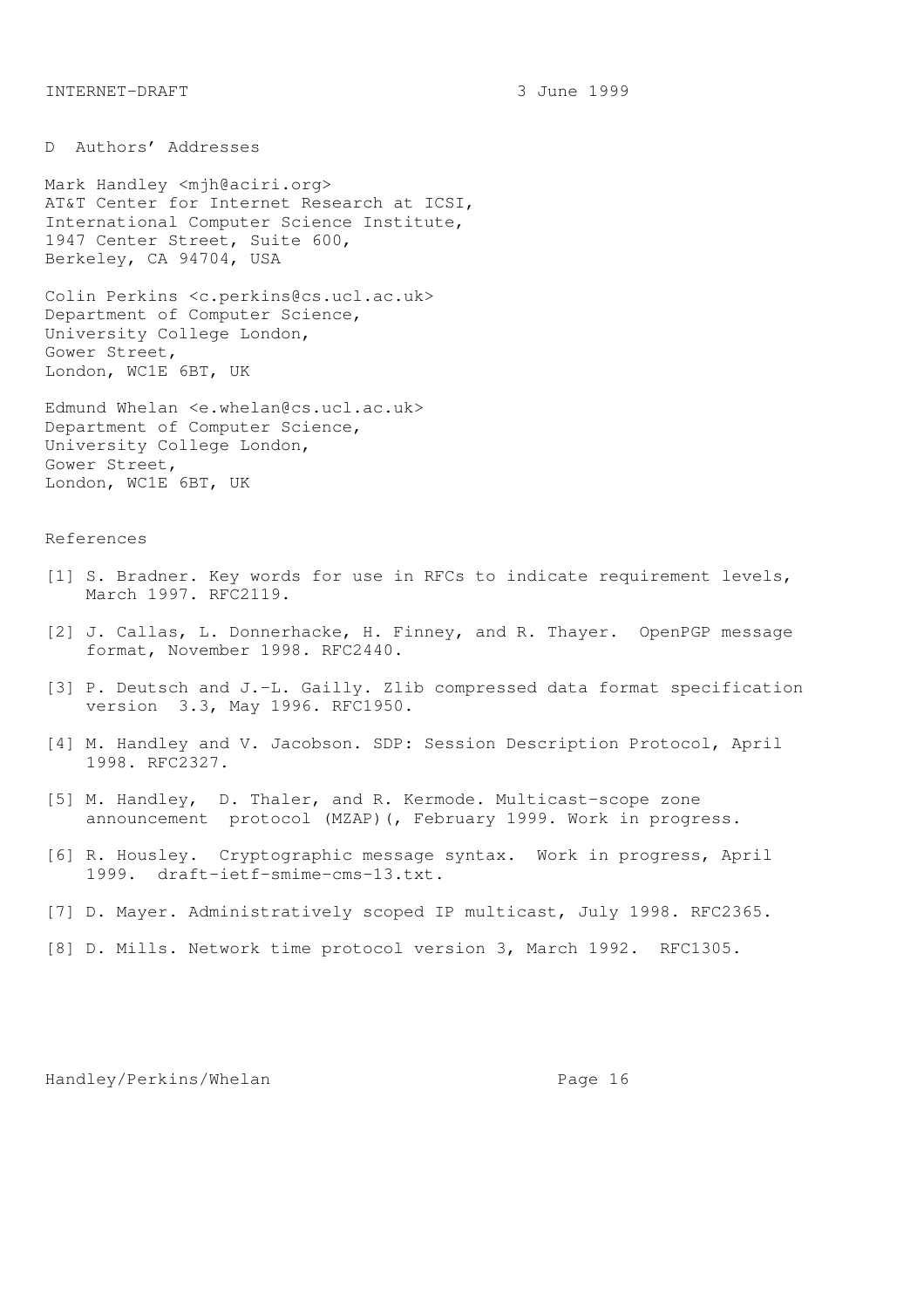## D Authors' Addresses

Mark Handley <mjh@aciri.org>
AT&T Center for Internet Research at ICSI,
International Computer Science Institute,
1947 Center Street, Suite 600,
Berkeley, CA 94704, USA

Colin Perkins <c.perkins@cs.ucl.ac.uk>
Department of Computer Science,
University College London,
Gower Street,
London, WC1E 6BT, UK

Edmund Whelan <e.whelan@cs.ucl.ac.uk>
Department of Computer Science,
University College London,
Gower Street,
London, WC1E 6BT, UK

## References

[1] S. Bradner. Key words for use in RFCs to indicate requirement levels, March 1997. RFC2119.

[2] J. Callas, L. Donnerhacke, H. Finney, and R. Thayer. OpenPGP message format, November 1998. RFC2440.

[3] P. Deutsch and J.-L. Gailly. Zlib compressed data format specification version 3.3, May 1996. RFC1950.

[4] M. Handley and V. Jacobson. SDP: Session Description Protocol, April 1998. RFC2327.

[5] M. Handley, D. Thaler, and R. Kermode. Multicast-scope zone announcement protocol (MZAP)(, February 1999. Work in progress.

[6] R. Housley. Cryptographic message syntax. Work in progress, April 1999. draft-ietf-smime-cms-13.txt.

[7] D. Mayer. Administratively scoped IP multicast, July 1998. RFC2365.

[8] D. Mills. Network time protocol version 3, March 1992. RFC1305.